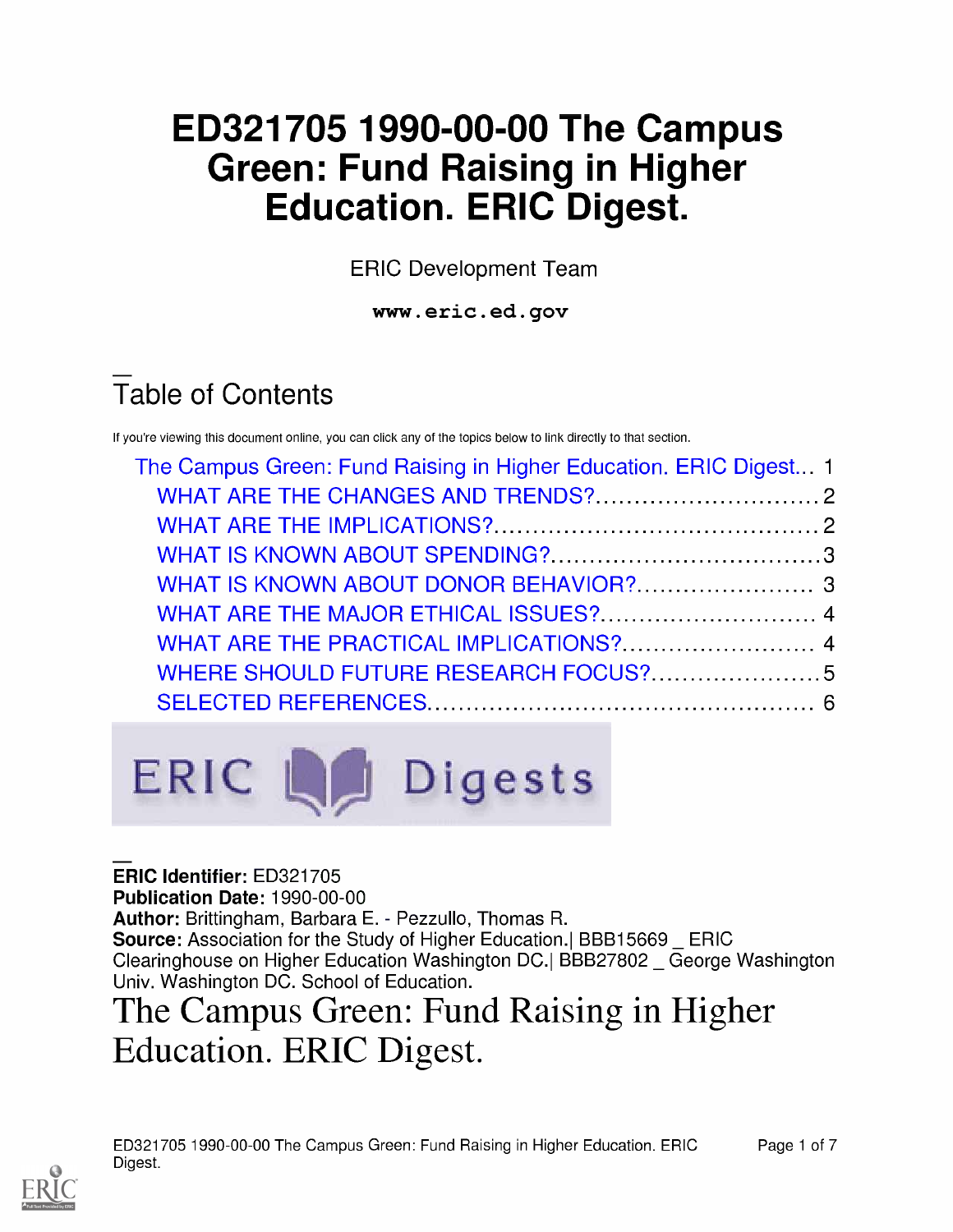# ED321705 1990-00-00 The Campus Green: Fund Raising in Higher Education. ERIC Digest.

ERIC Development Team

**www.eric.ed.gov**

## Table of Contents

If you're viewing this document online, you can click any of the topics below to link directly to that section.

- The Campus Green: Fund Raising in Higher Education. ERIC Digest... 1
  - WHAT ARE THE CHANGES AND TRENDS?............................. 2
  - WHAT ARE THE IMPLICATIONS?........................................... 2
  - WHAT IS KNOWN ABOUT SPENDING?.................................. 3
  - WHAT IS KNOWN ABOUT DONOR BEHAVIOR?....................... 3
  - WHAT ARE THE MAJOR ETHICAL ISSUES?............................ 4
  - WHAT ARE THE PRACTICAL IMPLICATIONS?......................... 4
  - WHERE SHOULD FUTURE RESEARCH FOCUS?...................... 5
  - SELECTED REFERENCES.................................................. 6

ERIC Digests

**ERIC Identifier:** ED321705
**Publication Date:** 1990-00-00
**Author:** Brittingham, Barbara E. - Pezzullo, Thomas R.
**Source:** Association for the Study of Higher Education.| BBB15669 _ ERIC Clearinghouse on Higher Education Washington DC.| BBB27802 _ George Washington Univ. Washington DC. School of Education.

# The Campus Green: Fund Raising in Higher Education. ERIC Digest.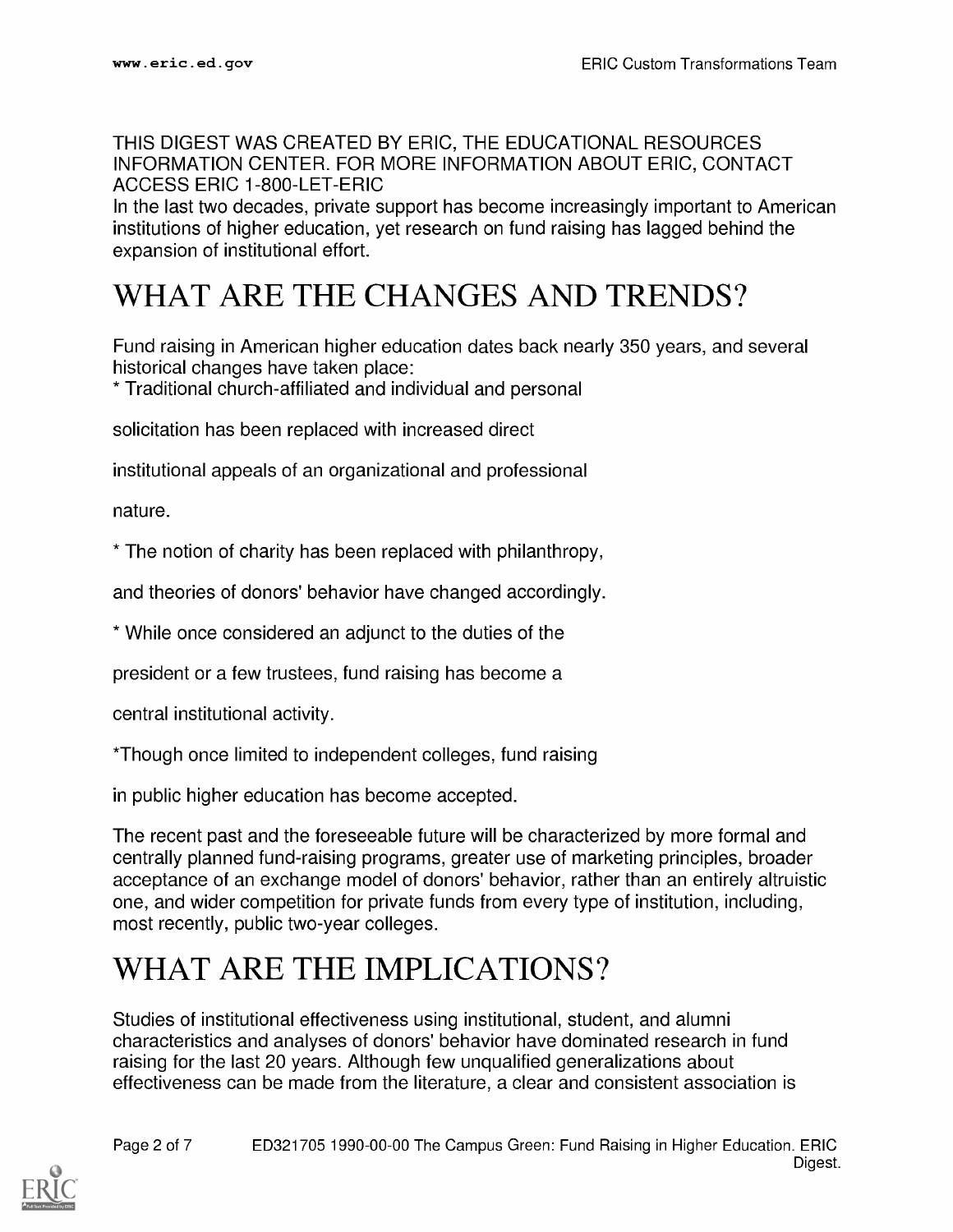THIS DIGEST WAS CREATED BY ERIC, THE EDUCATIONAL RESOURCES INFORMATION CENTER. FOR MORE INFORMATION ABOUT ERIC, CONTACT ACCESS ERIC 1-800-LET-ERIC

In the last two decades, private support has become increasingly important to American institutions of higher education, yet research on fund raising has lagged behind the expansion of institutional effort.

# WHAT ARE THE CHANGES AND TRENDS?

Fund raising in American higher education dates back nearly 350 years, and several historical changes have taken place:

* Traditional church-affiliated and individual and personal solicitation has been replaced with increased direct institutional appeals of an organizational and professional nature.

* The notion of charity has been replaced with philanthropy, and theories of donors' behavior have changed accordingly.

* While once considered an adjunct to the duties of the president or a few trustees, fund raising has become a central institutional activity.

* Though once limited to independent colleges, fund raising in public higher education has become accepted.

The recent past and the foreseeable future will be characterized by more formal and centrally planned fund-raising programs, greater use of marketing principles, broader acceptance of an exchange model of donors' behavior, rather than an entirely altruistic one, and wider competition for private funds from every type of institution, including, most recently, public two-year colleges.

# WHAT ARE THE IMPLICATIONS?

Studies of institutional effectiveness using institutional, student, and alumni characteristics and analyses of donors' behavior have dominated research in fund raising for the last 20 years. Although few unqualified generalizations about effectiveness can be made from the literature, a clear and consistent association is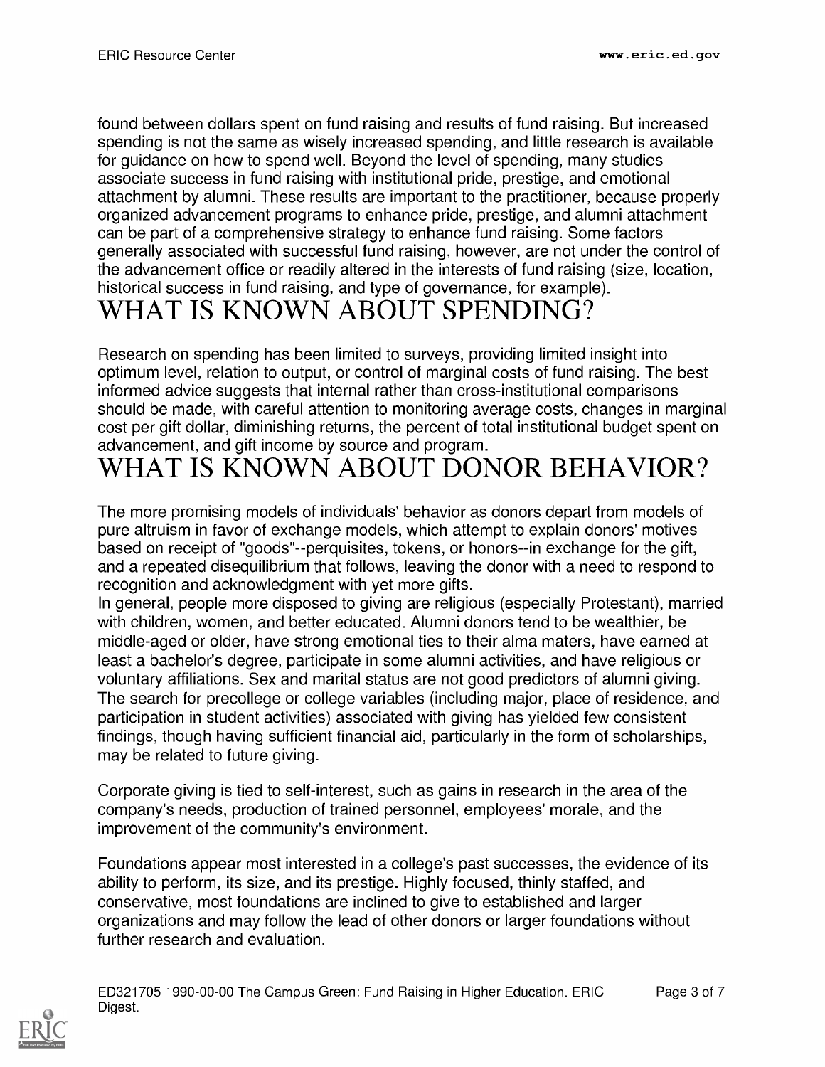found between dollars spent on fund raising and results of fund raising. But increased spending is not the same as wisely increased spending, and little research is available for guidance on how to spend well. Beyond the level of spending, many studies associate success in fund raising with institutional pride, prestige, and emotional attachment by alumni. These results are important to the practitioner, because properly organized advancement programs to enhance pride, prestige, and alumni attachment can be part of a comprehensive strategy to enhance fund raising. Some factors generally associated with successful fund raising, however, are not under the control of the advancement office or readily altered in the interests of fund raising (size, location, historical success in fund raising, and type of governance, for example).

# WHAT IS KNOWN ABOUT SPENDING?

Research on spending has been limited to surveys, providing limited insight into optimum level, relation to output, or control of marginal costs of fund raising. The best informed advice suggests that internal rather than cross-institutional comparisons should be made, with careful attention to monitoring average costs, changes in marginal cost per gift dollar, diminishing returns, the percent of total institutional budget spent on advancement, and gift income by source and program.

# WHAT IS KNOWN ABOUT DONOR BEHAVIOR?

The more promising models of individuals' behavior as donors depart from models of pure altruism in favor of exchange models, which attempt to explain donors' motives based on receipt of "goods"--perquisites, tokens, or honors--in exchange for the gift, and a repeated disequilibrium that follows, leaving the donor with a need to respond to recognition and acknowledgment with yet more gifts.

In general, people more disposed to giving are religious (especially Protestant), married with children, women, and better educated. Alumni donors tend to be wealthier, be middle-aged or older, have strong emotional ties to their alma maters, have earned at least a bachelor's degree, participate in some alumni activities, and have religious or voluntary affiliations. Sex and marital status are not good predictors of alumni giving. The search for precollege or college variables (including major, place of residence, and participation in student activities) associated with giving has yielded few consistent findings, though having sufficient financial aid, particularly in the form of scholarships, may be related to future giving.

Corporate giving is tied to self-interest, such as gains in research in the area of the company's needs, production of trained personnel, employees' morale, and the improvement of the community's environment.

Foundations appear most interested in a college's past successes, the evidence of its ability to perform, its size, and its prestige. Highly focused, thinly staffed, and conservative, most foundations are inclined to give to established and larger organizations and may follow the lead of other donors or larger foundations without further research and evaluation.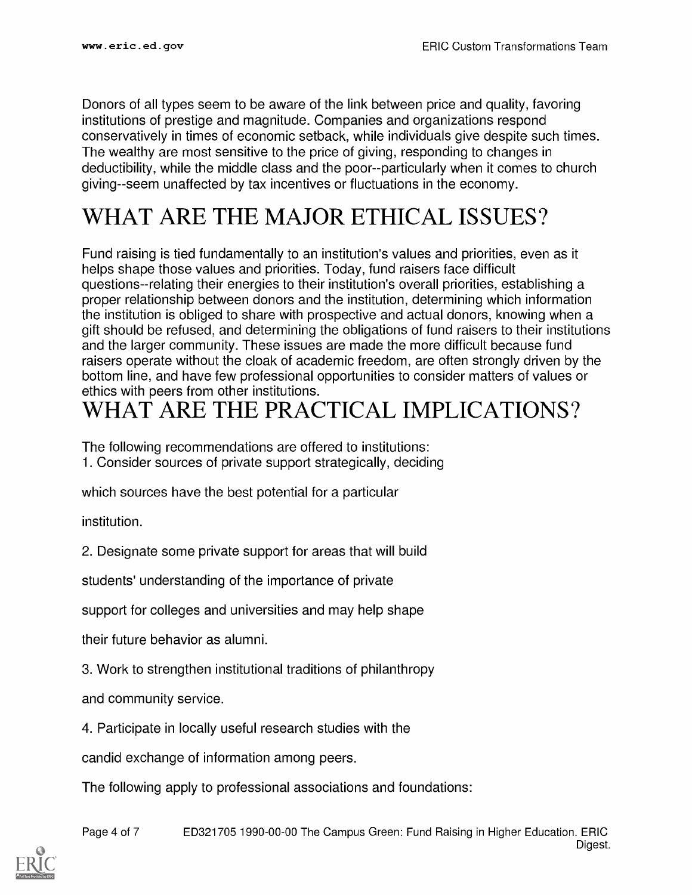Donors of all types seem to be aware of the link between price and quality, favoring institutions of prestige and magnitude. Companies and organizations respond conservatively in times of economic setback, while individuals give despite such times. The wealthy are most sensitive to the price of giving, responding to changes in deductibility, while the middle class and the poor--particularly when it comes to church giving--seem unaffected by tax incentives or fluctuations in the economy.

# WHAT ARE THE MAJOR ETHICAL ISSUES?

Fund raising is tied fundamentally to an institution's values and priorities, even as it helps shape those values and priorities. Today, fund raisers face difficult questions--relating their energies to their institution's overall priorities, establishing a proper relationship between donors and the institution, determining which information the institution is obliged to share with prospective and actual donors, knowing when a gift should be refused, and determining the obligations of fund raisers to their institutions and the larger community. These issues are made the more difficult because fund raisers operate without the cloak of academic freedom, are often strongly driven by the bottom line, and have few professional opportunities to consider matters of values or ethics with peers from other institutions.

# WHAT ARE THE PRACTICAL IMPLICATIONS?

The following recommendations are offered to institutions:

1. Consider sources of private support strategically, deciding which sources have the best potential for a particular institution.

2. Designate some private support for areas that will build students' understanding of the importance of private support for colleges and universities and may help shape their future behavior as alumni.

3. Work to strengthen institutional traditions of philanthropy and community service.

4. Participate in locally useful research studies with the candid exchange of information among peers.

The following apply to professional associations and foundations: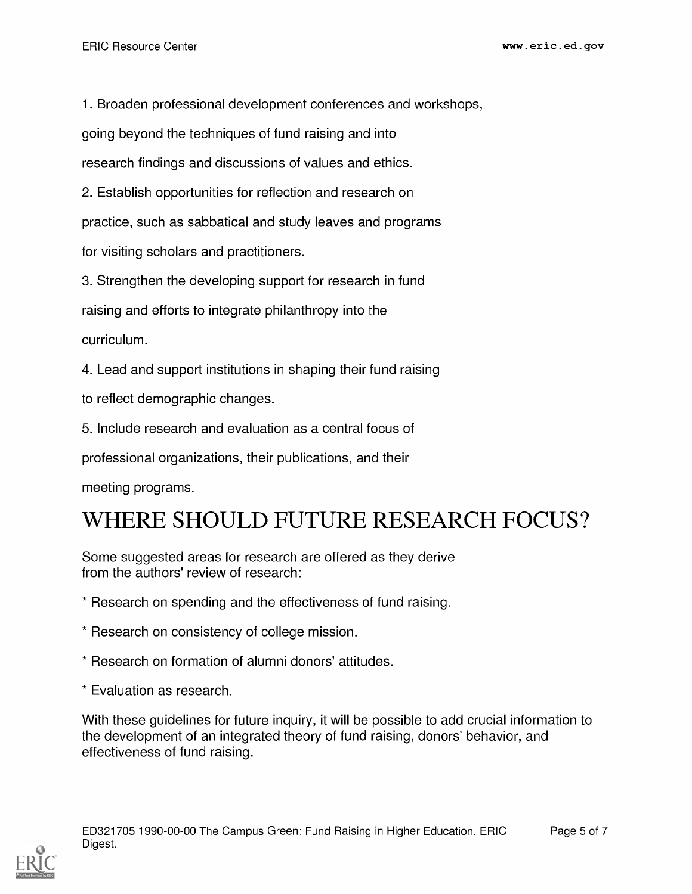1. Broaden professional development conferences and workshops, going beyond the techniques of fund raising and into research findings and discussions of values and ethics.
2. Establish opportunities for reflection and research on practice, such as sabbatical and study leaves and programs for visiting scholars and practitioners.
3. Strengthen the developing support for research in fund raising and efforts to integrate philanthropy into the curriculum.
4. Lead and support institutions in shaping their fund raising to reflect demographic changes.
5. Include research and evaluation as a central focus of professional organizations, their publications, and their meeting programs.

# WHERE SHOULD FUTURE RESEARCH FOCUS?

Some suggested areas for research are offered as they derive from the authors' review of research:

* Research on spending and the effectiveness of fund raising.

* Research on consistency of college mission.

* Research on formation of alumni donors' attitudes.

* Evaluation as research.

With these guidelines for future inquiry, it will be possible to add crucial information to the development of an integrated theory of fund raising, donors' behavior, and effectiveness of fund raising.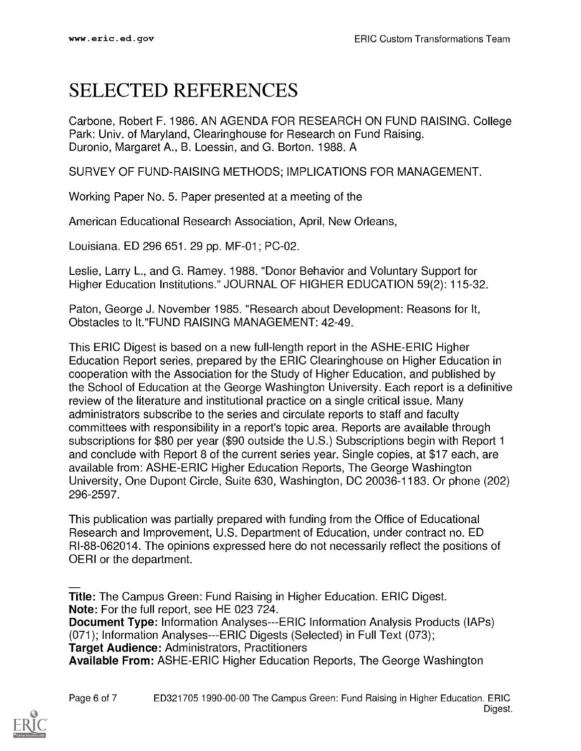# SELECTED REFERENCES

Carbone, Robert F. 1986. AN AGENDA FOR RESEARCH ON FUND RAISING. College Park: Univ. of Maryland, Clearinghouse for Research on Fund Raising.
Duronio, Margaret A., B. Loessin, and G. Borton. 1988. A

SURVEY OF FUND-RAISING METHODS; IMPLICATIONS FOR MANAGEMENT.

Working Paper No. 5. Paper presented at a meeting of the

American Educational Research Association, April, New Orleans,

Louisiana. ED 296 651. 29 pp. MF-01; PC-02.

Leslie, Larry L., and G. Ramey. 1988. "Donor Behavior and Voluntary Support for Higher Education Institutions." JOURNAL OF HIGHER EDUCATION 59(2): 115-32.

Paton, George J. November 1985. "Research about Development: Reasons for It, Obstacles to It."FUND RAISING MANAGEMENT: 42-49.

This ERIC Digest is based on a new full-length report in the ASHE-ERIC Higher Education Report series, prepared by the ERIC Clearinghouse on Higher Education in cooperation with the Association for the Study of Higher Education, and published by the School of Education at the George Washington University. Each report is a definitive review of the literature and institutional practice on a single critical issue. Many administrators subscribe to the series and circulate reports to staff and faculty committees with responsibility in a report's topic area. Reports are available through subscriptions for $80 per year ($90 outside the U.S.) Subscriptions begin with Report 1 and conclude with Report 8 of the current series year. Single copies, at $17 each, are available from: ASHE-ERIC Higher Education Reports, The George Washington University, One Dupont Circle, Suite 630, Washington, DC 20036-1183. Or phone (202) 296-2597.

This publication was partially prepared with funding from the Office of Educational Research and Improvement, U.S. Department of Education, under contract no. ED RI-88-062014. The opinions expressed here do not necessarily reflect the positions of OERI or the department.

---

**Title:** The Campus Green: Fund Raising in Higher Education. ERIC Digest.
**Note:** For the full report, see HE 023 724.
**Document Type:** Information Analyses---ERIC Information Analysis Products (IAPs) (071); Information Analyses---ERIC Digests (Selected) in Full Text (073);
**Target Audience:** Administrators, Practitioners
**Available From:** ASHE-ERIC Higher Education Reports, The George Washington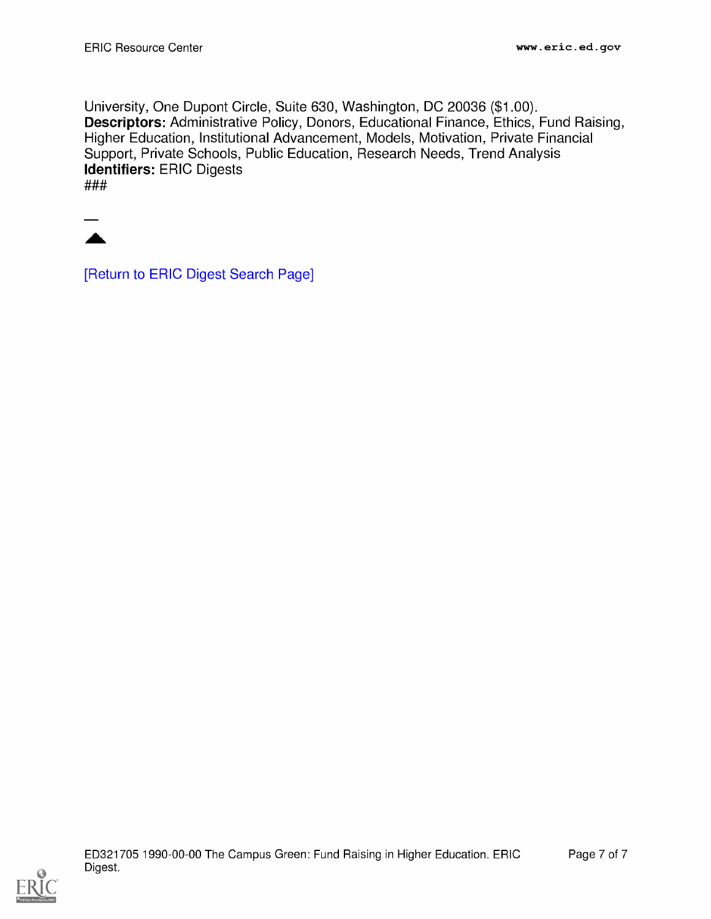University, One Dupont Circle, Suite 630, Washington, DC 20036 ($1.00).
**Descriptors:** Administrative Policy, Donors, Educational Finance, Ethics, Fund Raising, Higher Education, Institutional Advancement, Models, Motivation, Private Financial Support, Private Schools, Public Education, Research Needs, Trend Analysis
**Identifiers:** ERIC Digests
###

[Return to ERIC Digest Search Page]